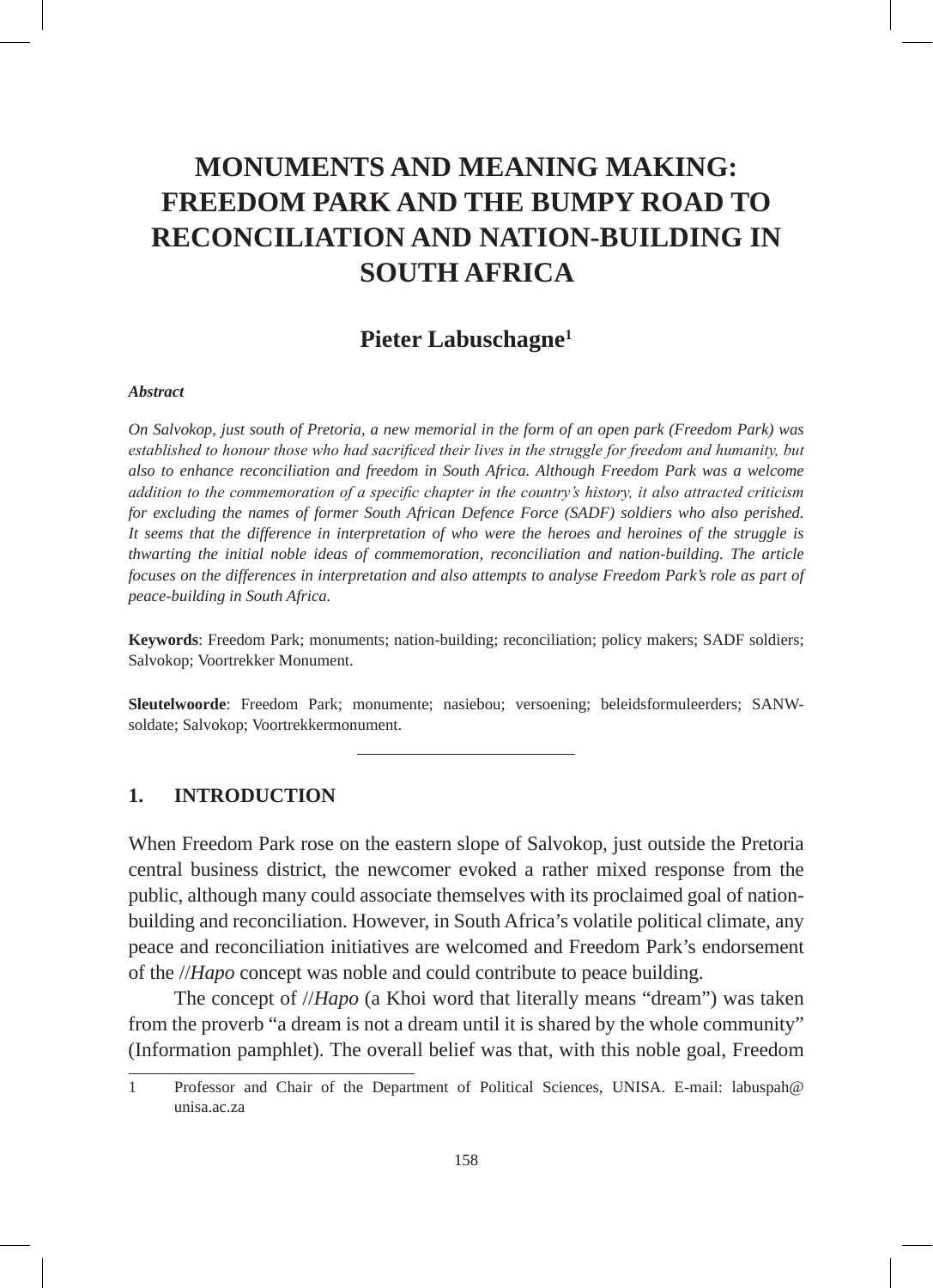# MONUMENTS AND MEANING MAKING: FREEDOM PARK AND THE BUMPY ROAD TO RECONCILIATION AND NATION-BUILDING IN SOUTH AFRICA

## Pieter Labuschagne[1]

***Abstract***

*On Salvokop, just south of Pretoria, a new memorial in the form of an open park (Freedom Park) was established to honour those who had sacrificed their lives in the struggle for freedom and humanity, but also to enhance reconciliation and freedom in South Africa. Although Freedom Park was a welcome addition to the commemoration of a specific chapter in the country's history, it also attracted criticism for excluding the names of former South African Defence Force (SADF) soldiers who also perished. It seems that the difference in interpretation of who were the heroes and heroines of the struggle is thwarting the initial noble ideas of commemoration, reconciliation and nation-building. The article focuses on the differences in interpretation and also attempts to analyse Freedom Park's role as part of peace-building in South Africa.*

**Keywords**: Freedom Park; monuments; nation-building; reconciliation; policy makers; SADF soldiers; Salvokop; Voortrekker Monument.

**Sleutelwoorde**: Freedom Park; monumente; nasiebou; versoening; beleidsformuleerders; SANW-soldate; Salvokop; Voortrekkermonument.

## 1. INTRODUCTION

When Freedom Park rose on the eastern slope of Salvokop, just outside the Pretoria central business district, the newcomer evoked a rather mixed response from the public, although many could associate themselves with its proclaimed goal of nation-building and reconciliation. However, in South Africa's volatile political climate, any peace and reconciliation initiatives are welcomed and Freedom Park's endorsement of the //*Hapo* concept was noble and could contribute to peace building.

The concept of //*Hapo* (a Khoi word that literally means "dream") was taken from the proverb "a dream is not a dream until it is shared by the whole community" (Information pamphlet). The overall belief was that, with this noble goal, Freedom

---

1 Professor and Chair of the Department of Political Sciences, UNISA. E-mail: labuspah@unisa.ac.za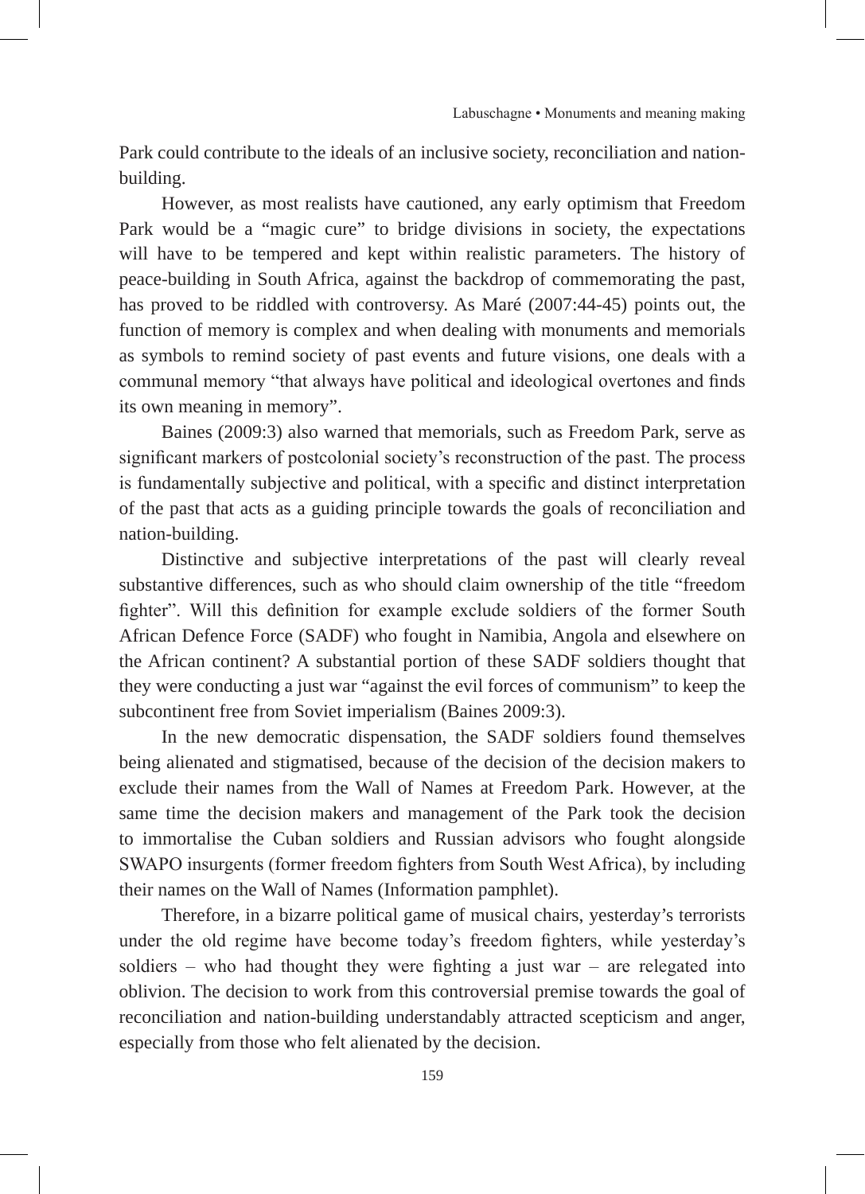Park could contribute to the ideals of an inclusive society, reconciliation and nation-building.

However, as most realists have cautioned, any early optimism that Freedom Park would be a "magic cure" to bridge divisions in society, the expectations will have to be tempered and kept within realistic parameters. The history of peace-building in South Africa, against the backdrop of commemorating the past, has proved to be riddled with controversy. As Maré (2007:44-45) points out, the function of memory is complex and when dealing with monuments and memorials as symbols to remind society of past events and future visions, one deals with a communal memory "that always have political and ideological overtones and finds its own meaning in memory".

Baines (2009:3) also warned that memorials, such as Freedom Park, serve as significant markers of postcolonial society's reconstruction of the past. The process is fundamentally subjective and political, with a specific and distinct interpretation of the past that acts as a guiding principle towards the goals of reconciliation and nation-building.

Distinctive and subjective interpretations of the past will clearly reveal substantive differences, such as who should claim ownership of the title "freedom fighter". Will this definition for example exclude soldiers of the former South African Defence Force (SADF) who fought in Namibia, Angola and elsewhere on the African continent? A substantial portion of these SADF soldiers thought that they were conducting a just war "against the evil forces of communism" to keep the subcontinent free from Soviet imperialism (Baines 2009:3).

In the new democratic dispensation, the SADF soldiers found themselves being alienated and stigmatised, because of the decision of the decision makers to exclude their names from the Wall of Names at Freedom Park. However, at the same time the decision makers and management of the Park took the decision to immortalise the Cuban soldiers and Russian advisors who fought alongside SWAPO insurgents (former freedom fighters from South West Africa), by including their names on the Wall of Names (Information pamphlet).

Therefore, in a bizarre political game of musical chairs, yesterday's terrorists under the old regime have become today's freedom fighters, while yesterday's soldiers – who had thought they were fighting a just war – are relegated into oblivion. The decision to work from this controversial premise towards the goal of reconciliation and nation-building understandably attracted scepticism and anger, especially from those who felt alienated by the decision.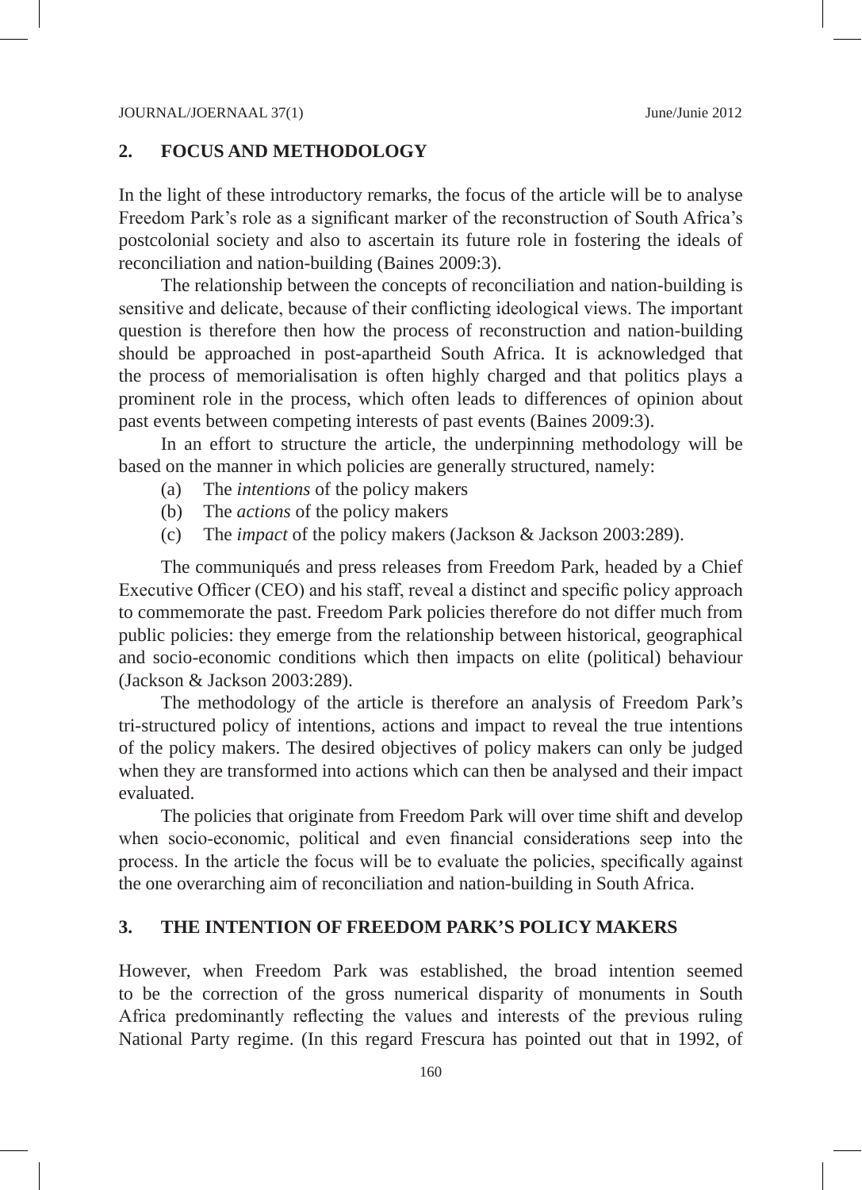## 2. FOCUS AND METHODOLOGY

In the light of these introductory remarks, the focus of the article will be to analyse Freedom Park's role as a significant marker of the reconstruction of South Africa's postcolonial society and also to ascertain its future role in fostering the ideals of reconciliation and nation-building (Baines 2009:3).

The relationship between the concepts of reconciliation and nation-building is sensitive and delicate, because of their conflicting ideological views. The important question is therefore then how the process of reconstruction and nation-building should be approached in post-apartheid South Africa. It is acknowledged that the process of memorialisation is often highly charged and that politics plays a prominent role in the process, which often leads to differences of opinion about past events between competing interests of past events (Baines 2009:3).

In an effort to structure the article, the underpinning methodology will be based on the manner in which policies are generally structured, namely:

(a) The *intentions* of the policy makers
(b) The *actions* of the policy makers
(c) The *impact* of the policy makers (Jackson & Jackson 2003:289).

The communiqués and press releases from Freedom Park, headed by a Chief Executive Officer (CEO) and his staff, reveal a distinct and specific policy approach to commemorate the past. Freedom Park policies therefore do not differ much from public policies: they emerge from the relationship between historical, geographical and socio-economic conditions which then impacts on elite (political) behaviour (Jackson & Jackson 2003:289).

The methodology of the article is therefore an analysis of Freedom Park's tri-structured policy of intentions, actions and impact to reveal the true intentions of the policy makers. The desired objectives of policy makers can only be judged when they are transformed into actions which can then be analysed and their impact evaluated.

The policies that originate from Freedom Park will over time shift and develop when socio-economic, political and even financial considerations seep into the process. In the article the focus will be to evaluate the policies, specifically against the one overarching aim of reconciliation and nation-building in South Africa.

## 3. THE INTENTION OF FREEDOM PARK'S POLICY MAKERS

However, when Freedom Park was established, the broad intention seemed to be the correction of the gross numerical disparity of monuments in South Africa predominantly reflecting the values and interests of the previous ruling National Party regime. (In this regard Frescura has pointed out that in 1992, of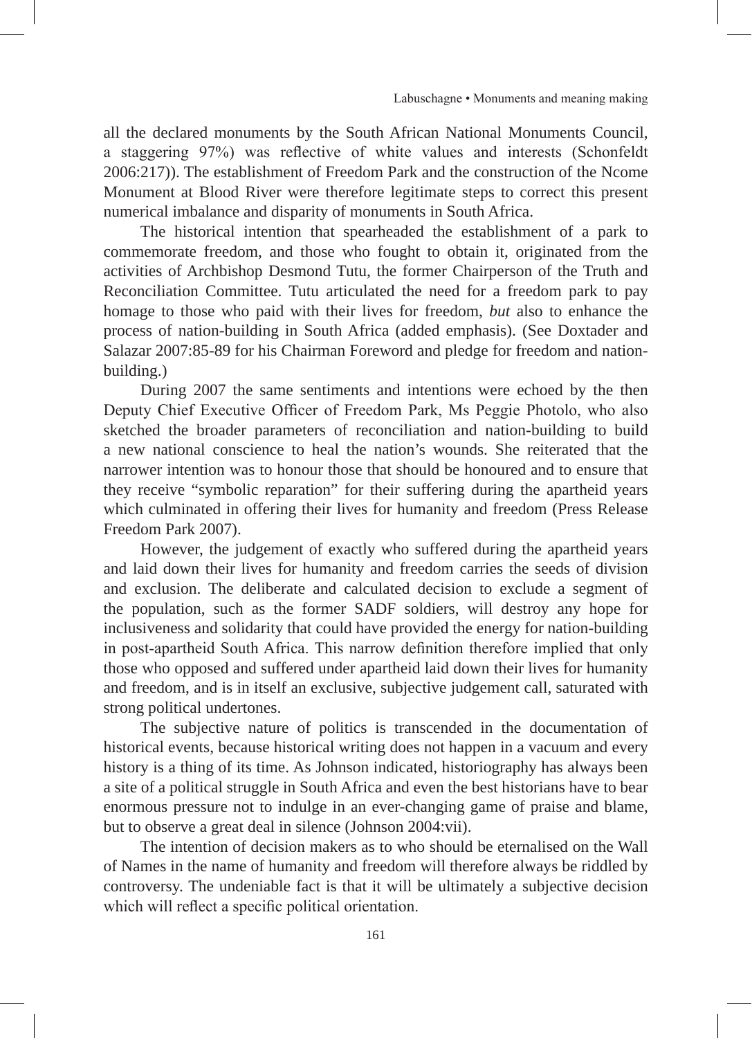all the declared monuments by the South African National Monuments Council, a staggering 97%) was reflective of white values and interests (Schonfeldt 2006:217)). The establishment of Freedom Park and the construction of the Ncome Monument at Blood River were therefore legitimate steps to correct this present numerical imbalance and disparity of monuments in South Africa.

The historical intention that spearheaded the establishment of a park to commemorate freedom, and those who fought to obtain it, originated from the activities of Archbishop Desmond Tutu, the former Chairperson of the Truth and Reconciliation Committee. Tutu articulated the need for a freedom park to pay homage to those who paid with their lives for freedom, *but* also to enhance the process of nation-building in South Africa (added emphasis). (See Doxtader and Salazar 2007:85-89 for his Chairman Foreword and pledge for freedom and nation-building.)

During 2007 the same sentiments and intentions were echoed by the then Deputy Chief Executive Officer of Freedom Park, Ms Peggie Photolo, who also sketched the broader parameters of reconciliation and nation-building to build a new national conscience to heal the nation's wounds. She reiterated that the narrower intention was to honour those that should be honoured and to ensure that they receive "symbolic reparation" for their suffering during the apartheid years which culminated in offering their lives for humanity and freedom (Press Release Freedom Park 2007).

However, the judgement of exactly who suffered during the apartheid years and laid down their lives for humanity and freedom carries the seeds of division and exclusion. The deliberate and calculated decision to exclude a segment of the population, such as the former SADF soldiers, will destroy any hope for inclusiveness and solidarity that could have provided the energy for nation-building in post-apartheid South Africa. This narrow definition therefore implied that only those who opposed and suffered under apartheid laid down their lives for humanity and freedom, and is in itself an exclusive, subjective judgement call, saturated with strong political undertones.

The subjective nature of politics is transcended in the documentation of historical events, because historical writing does not happen in a vacuum and every history is a thing of its time. As Johnson indicated, historiography has always been a site of a political struggle in South Africa and even the best historians have to bear enormous pressure not to indulge in an ever-changing game of praise and blame, but to observe a great deal in silence (Johnson 2004:vii).

The intention of decision makers as to who should be eternalised on the Wall of Names in the name of humanity and freedom will therefore always be riddled by controversy. The undeniable fact is that it will be ultimately a subjective decision which will reflect a specific political orientation.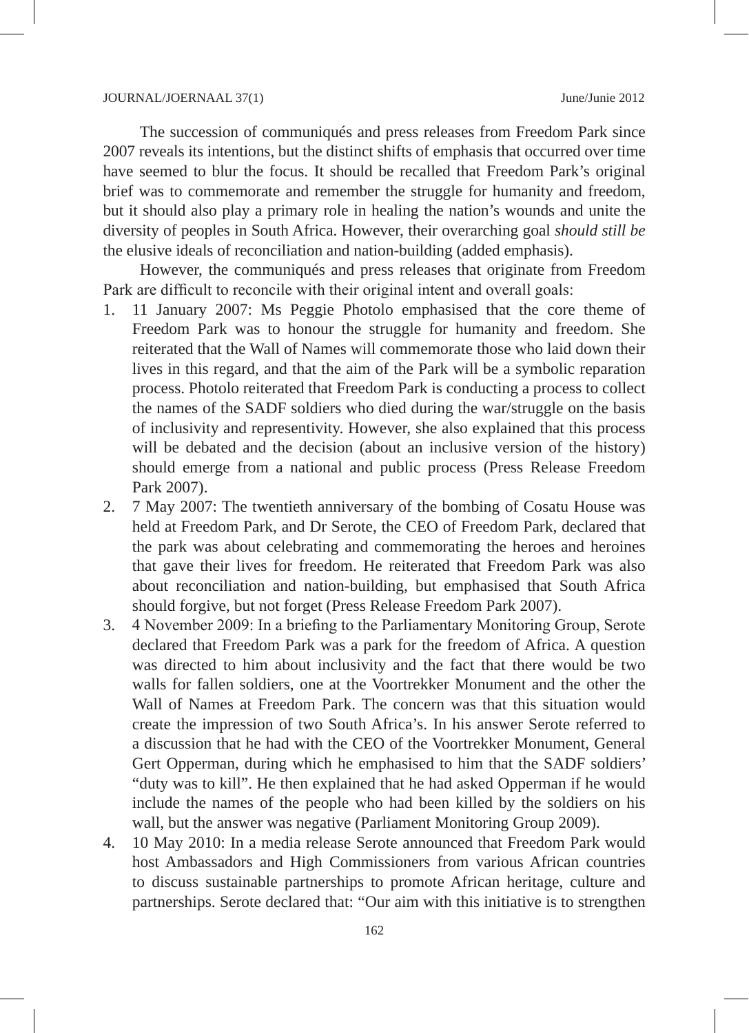The succession of communiqués and press releases from Freedom Park since 2007 reveals its intentions, but the distinct shifts of emphasis that occurred over time have seemed to blur the focus. It should be recalled that Freedom Park's original brief was to commemorate and remember the struggle for humanity and freedom, but it should also play a primary role in healing the nation's wounds and unite the diversity of peoples in South Africa. However, their overarching goal *should still be* the elusive ideals of reconciliation and nation-building (added emphasis).

However, the communiqués and press releases that originate from Freedom Park are difficult to reconcile with their original intent and overall goals:

1. 11 January 2007: Ms Peggie Photolo emphasised that the core theme of Freedom Park was to honour the struggle for humanity and freedom. She reiterated that the Wall of Names will commemorate those who laid down their lives in this regard, and that the aim of the Park will be a symbolic reparation process. Photolo reiterated that Freedom Park is conducting a process to collect the names of the SADF soldiers who died during the war/struggle on the basis of inclusivity and representivity. However, she also explained that this process will be debated and the decision (about an inclusive version of the history) should emerge from a national and public process (Press Release Freedom Park 2007).
2. 7 May 2007: The twentieth anniversary of the bombing of Cosatu House was held at Freedom Park, and Dr Serote, the CEO of Freedom Park, declared that the park was about celebrating and commemorating the heroes and heroines that gave their lives for freedom. He reiterated that Freedom Park was also about reconciliation and nation-building, but emphasised that South Africa should forgive, but not forget (Press Release Freedom Park 2007).
3. 4 November 2009: In a briefing to the Parliamentary Monitoring Group, Serote declared that Freedom Park was a park for the freedom of Africa. A question was directed to him about inclusivity and the fact that there would be two walls for fallen soldiers, one at the Voortrekker Monument and the other the Wall of Names at Freedom Park. The concern was that this situation would create the impression of two South Africa's. In his answer Serote referred to a discussion that he had with the CEO of the Voortrekker Monument, General Gert Opperman, during which he emphasised to him that the SADF soldiers' "duty was to kill". He then explained that he had asked Opperman if he would include the names of the people who had been killed by the soldiers on his wall, but the answer was negative (Parliament Monitoring Group 2009).
4. 10 May 2010: In a media release Serote announced that Freedom Park would host Ambassadors and High Commissioners from various African countries to discuss sustainable partnerships to promote African heritage, culture and partnerships. Serote declared that: "Our aim with this initiative is to strengthen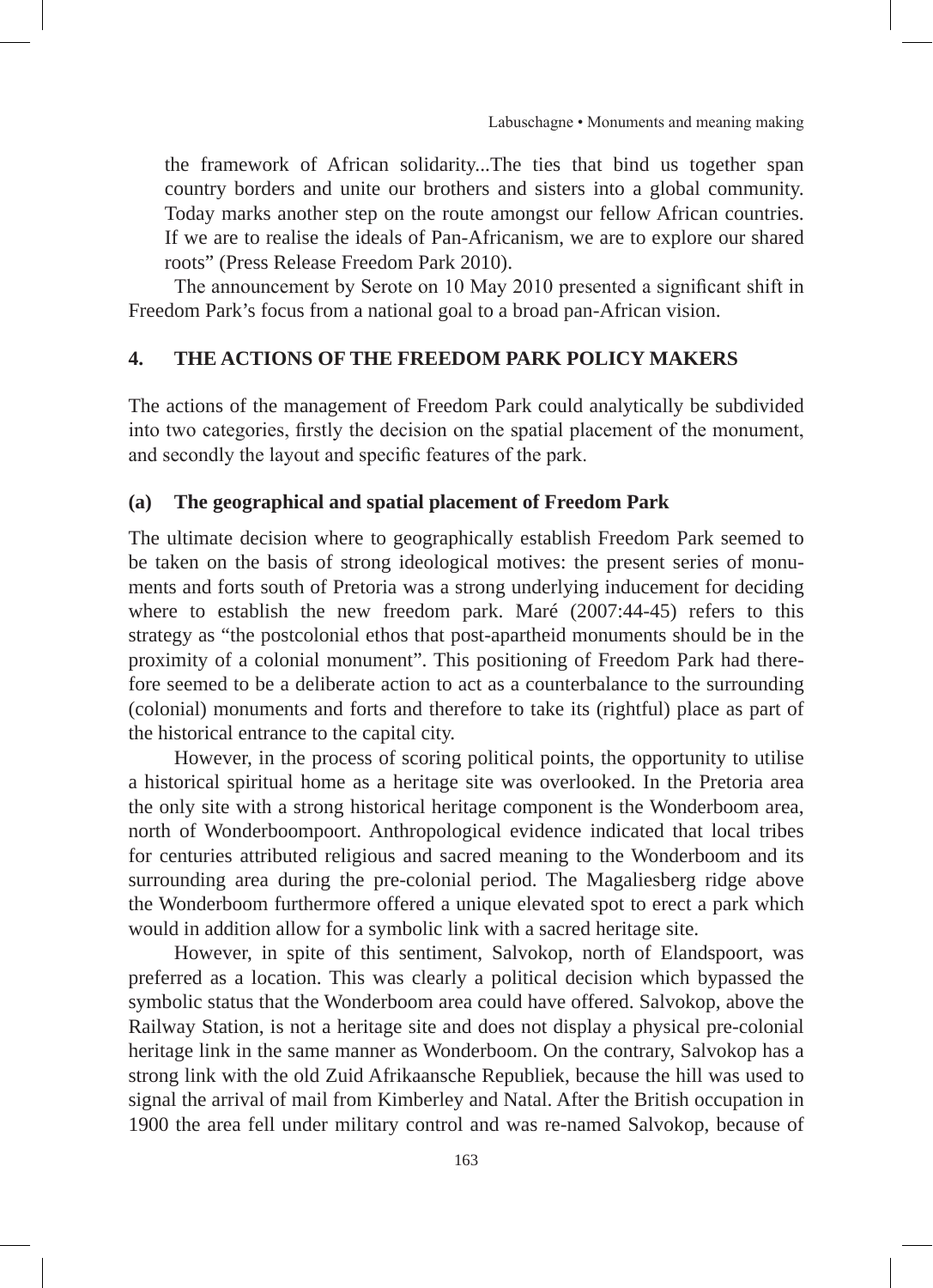the framework of African solidarity...The ties that bind us together span country borders and unite our brothers and sisters into a global community. Today marks another step on the route amongst our fellow African countries. If we are to realise the ideals of Pan-Africanism, we are to explore our shared roots" (Press Release Freedom Park 2010).

The announcement by Serote on 10 May 2010 presented a significant shift in Freedom Park's focus from a national goal to a broad pan-African vision.

## 4. THE ACTIONS OF THE FREEDOM PARK POLICY MAKERS

The actions of the management of Freedom Park could analytically be subdivided into two categories, firstly the decision on the spatial placement of the monument, and secondly the layout and specific features of the park.

### (a) The geographical and spatial placement of Freedom Park

The ultimate decision where to geographically establish Freedom Park seemed to be taken on the basis of strong ideological motives: the present series of monuments and forts south of Pretoria was a strong underlying inducement for deciding where to establish the new freedom park. Maré (2007:44-45) refers to this strategy as "the postcolonial ethos that post-apartheid monuments should be in the proximity of a colonial monument". This positioning of Freedom Park had therefore seemed to be a deliberate action to act as a counterbalance to the surrounding (colonial) monuments and forts and therefore to take its (rightful) place as part of the historical entrance to the capital city.

However, in the process of scoring political points, the opportunity to utilise a historical spiritual home as a heritage site was overlooked. In the Pretoria area the only site with a strong historical heritage component is the Wonderboom area, north of Wonderboompoort. Anthropological evidence indicated that local tribes for centuries attributed religious and sacred meaning to the Wonderboom and its surrounding area during the pre-colonial period. The Magaliesberg ridge above the Wonderboom furthermore offered a unique elevated spot to erect a park which would in addition allow for a symbolic link with a sacred heritage site.

However, in spite of this sentiment, Salvokop, north of Elandspoort, was preferred as a location. This was clearly a political decision which bypassed the symbolic status that the Wonderboom area could have offered. Salvokop, above the Railway Station, is not a heritage site and does not display a physical pre-colonial heritage link in the same manner as Wonderboom. On the contrary, Salvokop has a strong link with the old Zuid Afrikaansche Republiek, because the hill was used to signal the arrival of mail from Kimberley and Natal. After the British occupation in 1900 the area fell under military control and was re-named Salvokop, because of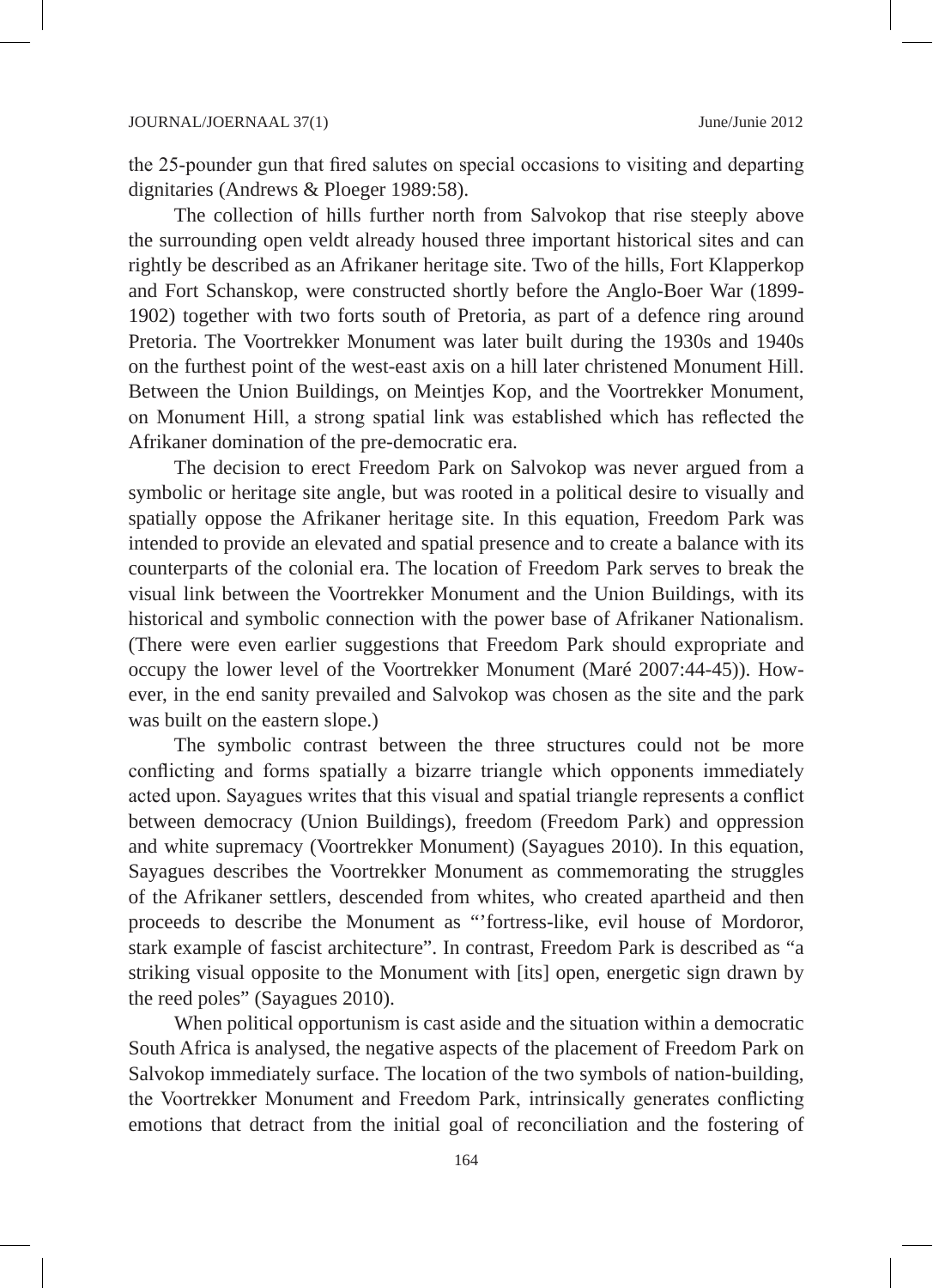the 25-pounder gun that fired salutes on special occasions to visiting and departing dignitaries (Andrews & Ploeger 1989:58).

The collection of hills further north from Salvokop that rise steeply above the surrounding open veldt already housed three important historical sites and can rightly be described as an Afrikaner heritage site. Two of the hills, Fort Klapperkop and Fort Schanskop, were constructed shortly before the Anglo-Boer War (1899-1902) together with two forts south of Pretoria, as part of a defence ring around Pretoria. The Voortrekker Monument was later built during the 1930s and 1940s on the furthest point of the west-east axis on a hill later christened Monument Hill. Between the Union Buildings, on Meintjes Kop, and the Voortrekker Monument, on Monument Hill, a strong spatial link was established which has reflected the Afrikaner domination of the pre-democratic era.

The decision to erect Freedom Park on Salvokop was never argued from a symbolic or heritage site angle, but was rooted in a political desire to visually and spatially oppose the Afrikaner heritage site. In this equation, Freedom Park was intended to provide an elevated and spatial presence and to create a balance with its counterparts of the colonial era. The location of Freedom Park serves to break the visual link between the Voortrekker Monument and the Union Buildings, with its historical and symbolic connection with the power base of Afrikaner Nationalism. (There were even earlier suggestions that Freedom Park should expropriate and occupy the lower level of the Voortrekker Monument (Maré 2007:44-45)). However, in the end sanity prevailed and Salvokop was chosen as the site and the park was built on the eastern slope.)

The symbolic contrast between the three structures could not be more conflicting and forms spatially a bizarre triangle which opponents immediately acted upon. Sayagues writes that this visual and spatial triangle represents a conflict between democracy (Union Buildings), freedom (Freedom Park) and oppression and white supremacy (Voortrekker Monument) (Sayagues 2010). In this equation, Sayagues describes the Voortrekker Monument as commemorating the struggles of the Afrikaner settlers, descended from whites, who created apartheid and then proceeds to describe the Monument as "'fortress-like, evil house of Mordoror, stark example of fascist architecture". In contrast, Freedom Park is described as "a striking visual opposite to the Monument with [its] open, energetic sign drawn by the reed poles" (Sayagues 2010).

When political opportunism is cast aside and the situation within a democratic South Africa is analysed, the negative aspects of the placement of Freedom Park on Salvokop immediately surface. The location of the two symbols of nation-building, the Voortrekker Monument and Freedom Park, intrinsically generates conflicting emotions that detract from the initial goal of reconciliation and the fostering of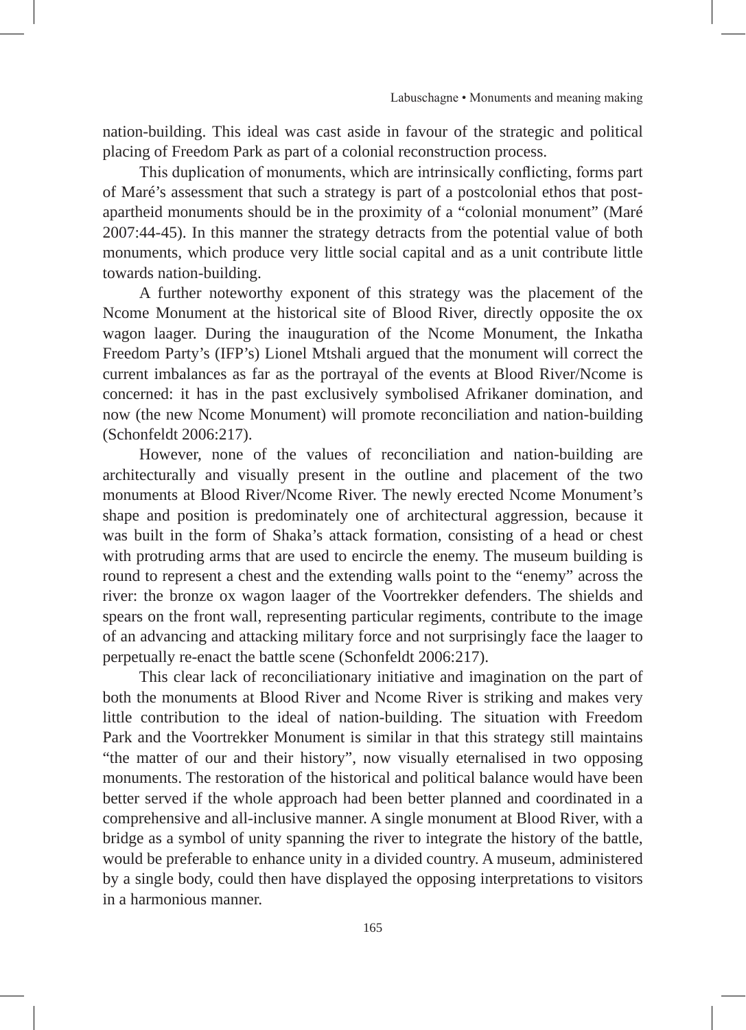nation-building. This ideal was cast aside in favour of the strategic and political placing of Freedom Park as part of a colonial reconstruction process.

This duplication of monuments, which are intrinsically conflicting, forms part of Maré's assessment that such a strategy is part of a postcolonial ethos that post-apartheid monuments should be in the proximity of a "colonial monument" (Maré 2007:44-45). In this manner the strategy detracts from the potential value of both monuments, which produce very little social capital and as a unit contribute little towards nation-building.

A further noteworthy exponent of this strategy was the placement of the Ncome Monument at the historical site of Blood River, directly opposite the ox wagon laager. During the inauguration of the Ncome Monument, the Inkatha Freedom Party's (IFP's) Lionel Mtshali argued that the monument will correct the current imbalances as far as the portrayal of the events at Blood River/Ncome is concerned: it has in the past exclusively symbolised Afrikaner domination, and now (the new Ncome Monument) will promote reconciliation and nation-building (Schonfeldt 2006:217).

However, none of the values of reconciliation and nation-building are architecturally and visually present in the outline and placement of the two monuments at Blood River/Ncome River. The newly erected Ncome Monument's shape and position is predominately one of architectural aggression, because it was built in the form of Shaka's attack formation, consisting of a head or chest with protruding arms that are used to encircle the enemy. The museum building is round to represent a chest and the extending walls point to the "enemy" across the river: the bronze ox wagon laager of the Voortrekker defenders. The shields and spears on the front wall, representing particular regiments, contribute to the image of an advancing and attacking military force and not surprisingly face the laager to perpetually re-enact the battle scene (Schonfeldt 2006:217).

This clear lack of reconciliationary initiative and imagination on the part of both the monuments at Blood River and Ncome River is striking and makes very little contribution to the ideal of nation-building. The situation with Freedom Park and the Voortrekker Monument is similar in that this strategy still maintains "the matter of our and their history", now visually eternalised in two opposing monuments. The restoration of the historical and political balance would have been better served if the whole approach had been better planned and coordinated in a comprehensive and all-inclusive manner. A single monument at Blood River, with a bridge as a symbol of unity spanning the river to integrate the history of the battle, would be preferable to enhance unity in a divided country. A museum, administered by a single body, could then have displayed the opposing interpretations to visitors in a harmonious manner.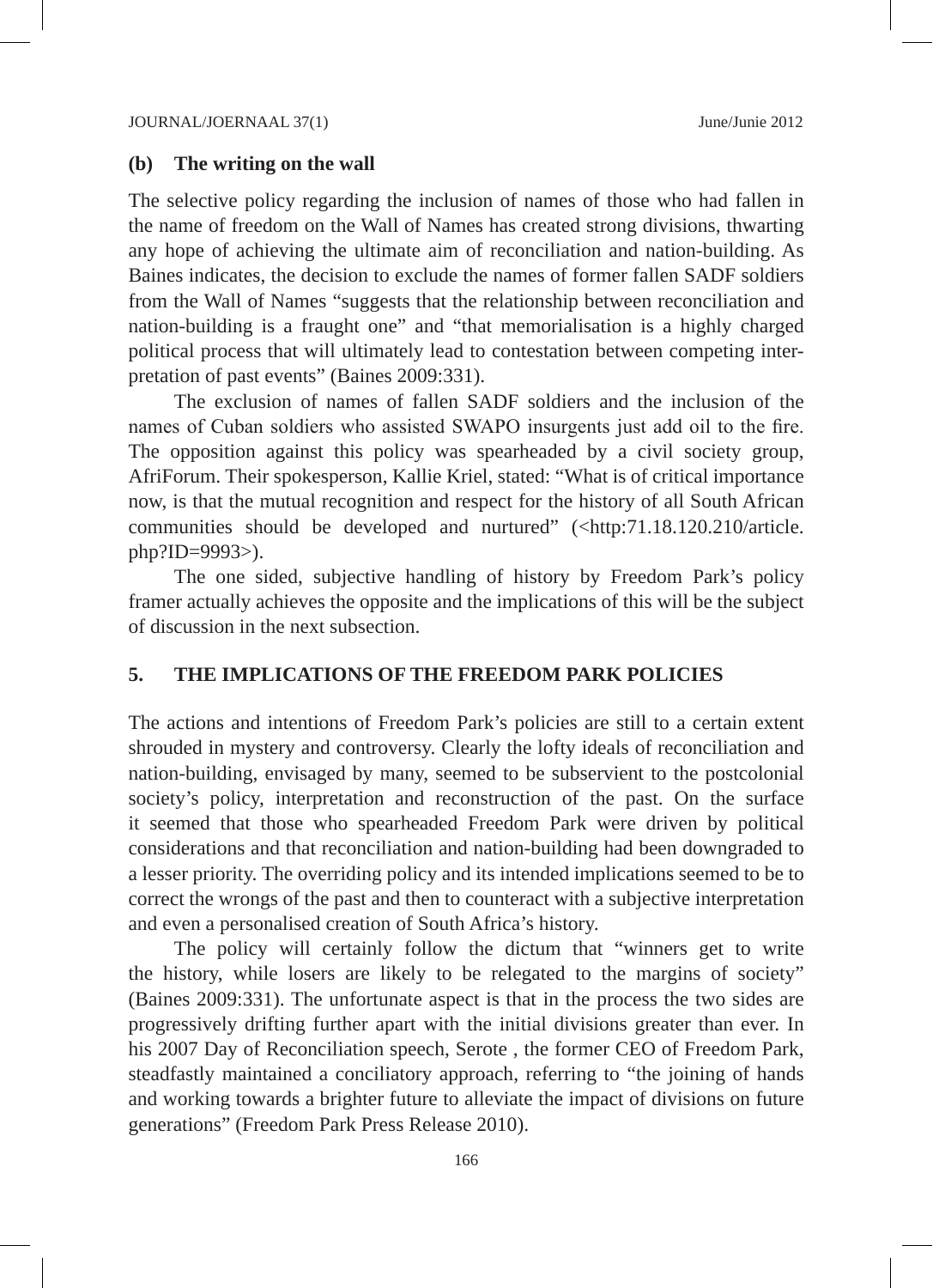**(b) The writing on the wall**

The selective policy regarding the inclusion of names of those who had fallen in the name of freedom on the Wall of Names has created strong divisions, thwarting any hope of achieving the ultimate aim of reconciliation and nation-building. As Baines indicates, the decision to exclude the names of former fallen SADF soldiers from the Wall of Names "suggests that the relationship between reconciliation and nation-building is a fraught one" and "that memorialisation is a highly charged political process that will ultimately lead to contestation between competing interpretation of past events" (Baines 2009:331).

The exclusion of names of fallen SADF soldiers and the inclusion of the names of Cuban soldiers who assisted SWAPO insurgents just add oil to the fire. The opposition against this policy was spearheaded by a civil society group, AfriForum. Their spokesperson, Kallie Kriel, stated: "What is of critical importance now, is that the mutual recognition and respect for the history of all South African communities should be developed and nurtured" (<http:71.18.120.210/article.php?ID=9993>).

The one sided, subjective handling of history by Freedom Park's policy framer actually achieves the opposite and the implications of this will be the subject of discussion in the next subsection.

## 5. THE IMPLICATIONS OF THE FREEDOM PARK POLICIES

The actions and intentions of Freedom Park's policies are still to a certain extent shrouded in mystery and controversy. Clearly the lofty ideals of reconciliation and nation-building, envisaged by many, seemed to be subservient to the postcolonial society's policy, interpretation and reconstruction of the past. On the surface it seemed that those who spearheaded Freedom Park were driven by political considerations and that reconciliation and nation-building had been downgraded to a lesser priority. The overriding policy and its intended implications seemed to be to correct the wrongs of the past and then to counteract with a subjective interpretation and even a personalised creation of South Africa's history.

The policy will certainly follow the dictum that "winners get to write the history, while losers are likely to be relegated to the margins of society" (Baines 2009:331). The unfortunate aspect is that in the process the two sides are progressively drifting further apart with the initial divisions greater than ever. In his 2007 Day of Reconciliation speech, Serote , the former CEO of Freedom Park, steadfastly maintained a conciliatory approach, referring to "the joining of hands and working towards a brighter future to alleviate the impact of divisions on future generations" (Freedom Park Press Release 2010).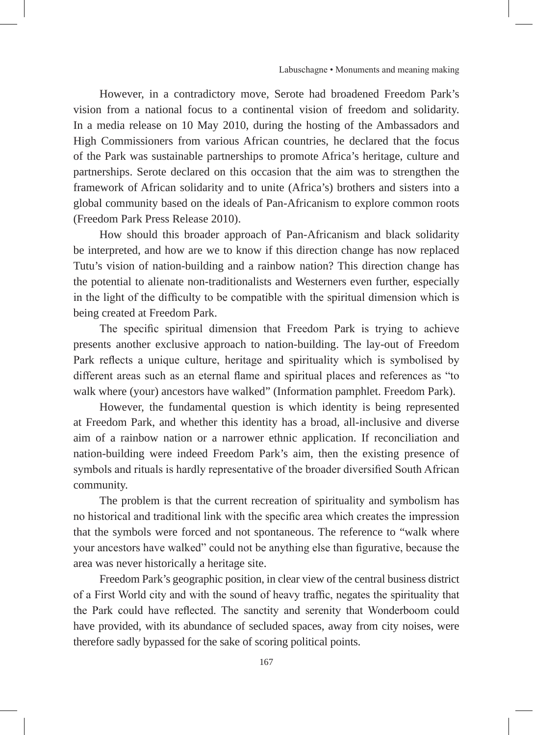However, in a contradictory move, Serote had broadened Freedom Park's vision from a national focus to a continental vision of freedom and solidarity. In a media release on 10 May 2010, during the hosting of the Ambassadors and High Commissioners from various African countries, he declared that the focus of the Park was sustainable partnerships to promote Africa's heritage, culture and partnerships. Serote declared on this occasion that the aim was to strengthen the framework of African solidarity and to unite (Africa's) brothers and sisters into a global community based on the ideals of Pan-Africanism to explore common roots (Freedom Park Press Release 2010).

How should this broader approach of Pan-Africanism and black solidarity be interpreted, and how are we to know if this direction change has now replaced Tutu's vision of nation-building and a rainbow nation? This direction change has the potential to alienate non-traditionalists and Westerners even further, especially in the light of the difficulty to be compatible with the spiritual dimension which is being created at Freedom Park.

The specific spiritual dimension that Freedom Park is trying to achieve presents another exclusive approach to nation-building. The lay-out of Freedom Park reflects a unique culture, heritage and spirituality which is symbolised by different areas such as an eternal flame and spiritual places and references as "to walk where (your) ancestors have walked" (Information pamphlet. Freedom Park).

However, the fundamental question is which identity is being represented at Freedom Park, and whether this identity has a broad, all-inclusive and diverse aim of a rainbow nation or a narrower ethnic application. If reconciliation and nation-building were indeed Freedom Park's aim, then the existing presence of symbols and rituals is hardly representative of the broader diversified South African community.

The problem is that the current recreation of spirituality and symbolism has no historical and traditional link with the specific area which creates the impression that the symbols were forced and not spontaneous. The reference to "walk where your ancestors have walked" could not be anything else than figurative, because the area was never historically a heritage site.

Freedom Park's geographic position, in clear view of the central business district of a First World city and with the sound of heavy traffic, negates the spirituality that the Park could have reflected. The sanctity and serenity that Wonderboom could have provided, with its abundance of secluded spaces, away from city noises, were therefore sadly bypassed for the sake of scoring political points.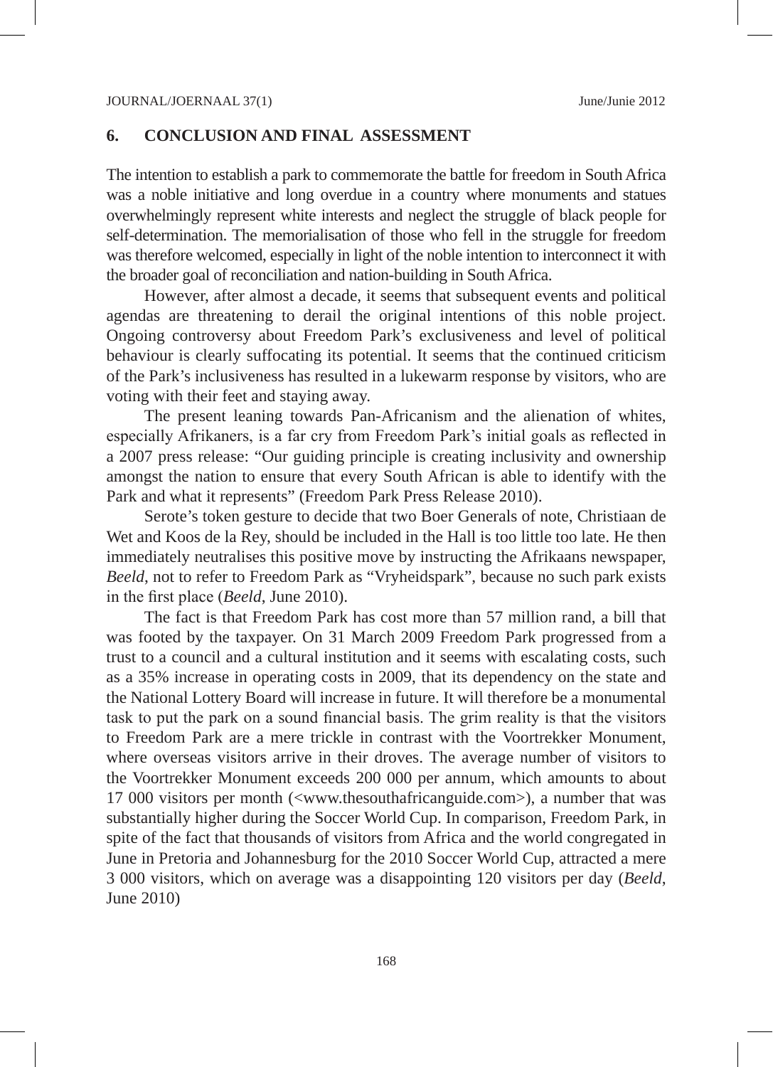## 6. CONCLUSION AND FINAL ASSESSMENT

The intention to establish a park to commemorate the battle for freedom in South Africa was a noble initiative and long overdue in a country where monuments and statues overwhelmingly represent white interests and neglect the struggle of black people for self-determination. The memorialisation of those who fell in the struggle for freedom was therefore welcomed, especially in light of the noble intention to interconnect it with the broader goal of reconciliation and nation-building in South Africa.

However, after almost a decade, it seems that subsequent events and political agendas are threatening to derail the original intentions of this noble project. Ongoing controversy about Freedom Park's exclusiveness and level of political behaviour is clearly suffocating its potential. It seems that the continued criticism of the Park's inclusiveness has resulted in a lukewarm response by visitors, who are voting with their feet and staying away.

The present leaning towards Pan-Africanism and the alienation of whites, especially Afrikaners, is a far cry from Freedom Park's initial goals as reflected in a 2007 press release: "Our guiding principle is creating inclusivity and ownership amongst the nation to ensure that every South African is able to identify with the Park and what it represents" (Freedom Park Press Release 2010).

Serote's token gesture to decide that two Boer Generals of note, Christiaan de Wet and Koos de la Rey, should be included in the Hall is too little too late. He then immediately neutralises this positive move by instructing the Afrikaans newspaper, *Beeld*, not to refer to Freedom Park as "Vryheidspark", because no such park exists in the first place (*Beeld*, June 2010).

The fact is that Freedom Park has cost more than 57 million rand, a bill that was footed by the taxpayer. On 31 March 2009 Freedom Park progressed from a trust to a council and a cultural institution and it seems with escalating costs, such as a 35% increase in operating costs in 2009, that its dependency on the state and the National Lottery Board will increase in future. It will therefore be a monumental task to put the park on a sound financial basis. The grim reality is that the visitors to Freedom Park are a mere trickle in contrast with the Voortrekker Monument, where overseas visitors arrive in their droves. The average number of visitors to the Voortrekker Monument exceeds 200 000 per annum, which amounts to about 17 000 visitors per month (<www.thesouthafricanguide.com>), a number that was substantially higher during the Soccer World Cup. In comparison, Freedom Park, in spite of the fact that thousands of visitors from Africa and the world congregated in June in Pretoria and Johannesburg for the 2010 Soccer World Cup, attracted a mere 3 000 visitors, which on average was a disappointing 120 visitors per day (*Beeld*, June 2010)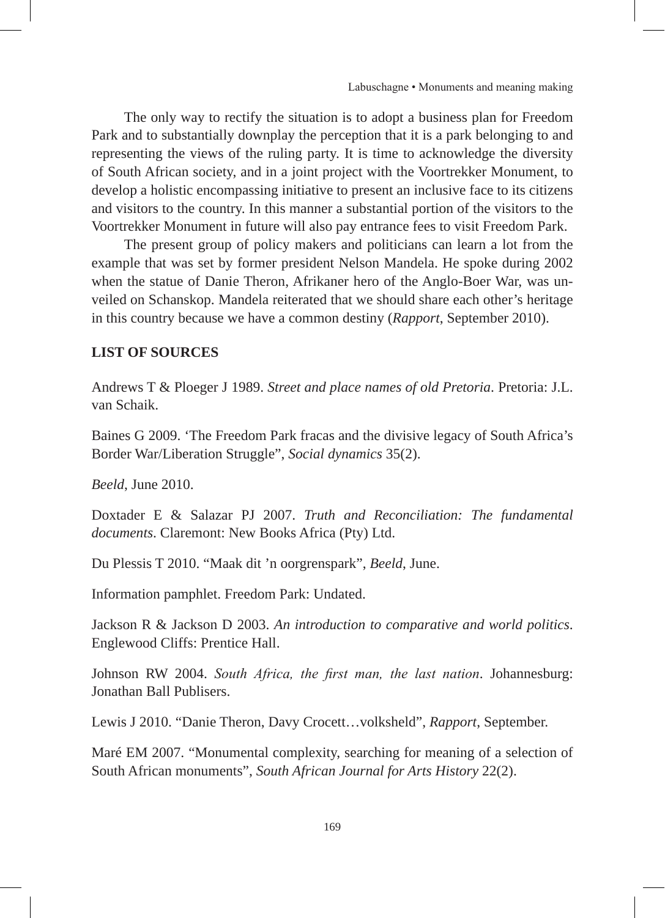The only way to rectify the situation is to adopt a business plan for Freedom Park and to substantially downplay the perception that it is a park belonging to and representing the views of the ruling party. It is time to acknowledge the diversity of South African society, and in a joint project with the Voortrekker Monument, to develop a holistic encompassing initiative to present an inclusive face to its citizens and visitors to the country. In this manner a substantial portion of the visitors to the Voortrekker Monument in future will also pay entrance fees to visit Freedom Park.

The present group of policy makers and politicians can learn a lot from the example that was set by former president Nelson Mandela. He spoke during 2002 when the statue of Danie Theron, Afrikaner hero of the Anglo-Boer War, was unveiled on Schanskop. Mandela reiterated that we should share each other's heritage in this country because we have a common destiny (*Rapport*, September 2010).

**LIST OF SOURCES**

Andrews T & Ploeger J 1989. *Street and place names of old Pretoria*. Pretoria: J.L. van Schaik.

Baines G 2009. 'The Freedom Park fracas and the divisive legacy of South Africa's Border War/Liberation Struggle", *Social dynamics* 35(2).

*Beeld*, June 2010.

Doxtader E & Salazar PJ 2007. *Truth and Reconciliation: The fundamental documents*. Claremont: New Books Africa (Pty) Ltd.

Du Plessis T 2010. "Maak dit 'n oorgrenspark", *Beeld*, June.

Information pamphlet. Freedom Park: Undated.

Jackson R & Jackson D 2003. *An introduction to comparative and world politics*. Englewood Cliffs: Prentice Hall.

Johnson RW 2004. *South Africa, the first man, the last nation*. Johannesburg: Jonathan Ball Publisers.

Lewis J 2010. "Danie Theron, Davy Crocett…volksheld", *Rapport*, September.

Maré EM 2007. "Monumental complexity, searching for meaning of a selection of South African monuments", *South African Journal for Arts History* 22(2).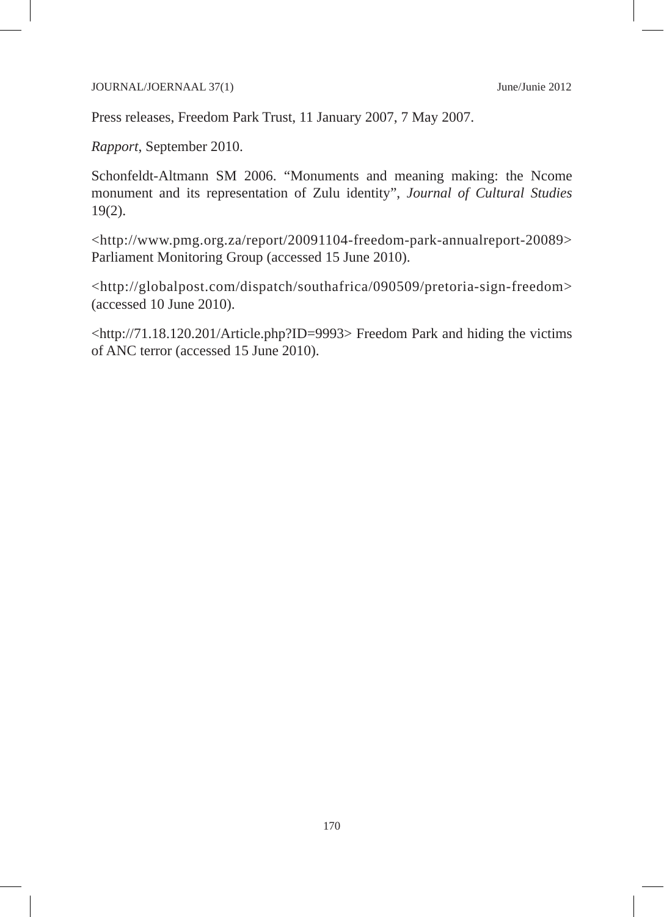Press releases, Freedom Park Trust, 11 January 2007, 7 May 2007.

*Rapport*, September 2010.

Schonfeldt-Altmann SM 2006. "Monuments and meaning making: the Ncome monument and its representation of Zulu identity", *Journal of Cultural Studies* 19(2).

<http://www.pmg.org.za/report/20091104-freedom-park-annualreport-20089> Parliament Monitoring Group (accessed 15 June 2010).

<http://globalpost.com/dispatch/southafrica/090509/pretoria-sign-freedom> (accessed 10 June 2010).

<http://71.18.120.201/Article.php?ID=9993> Freedom Park and hiding the victims of ANC terror (accessed 15 June 2010).